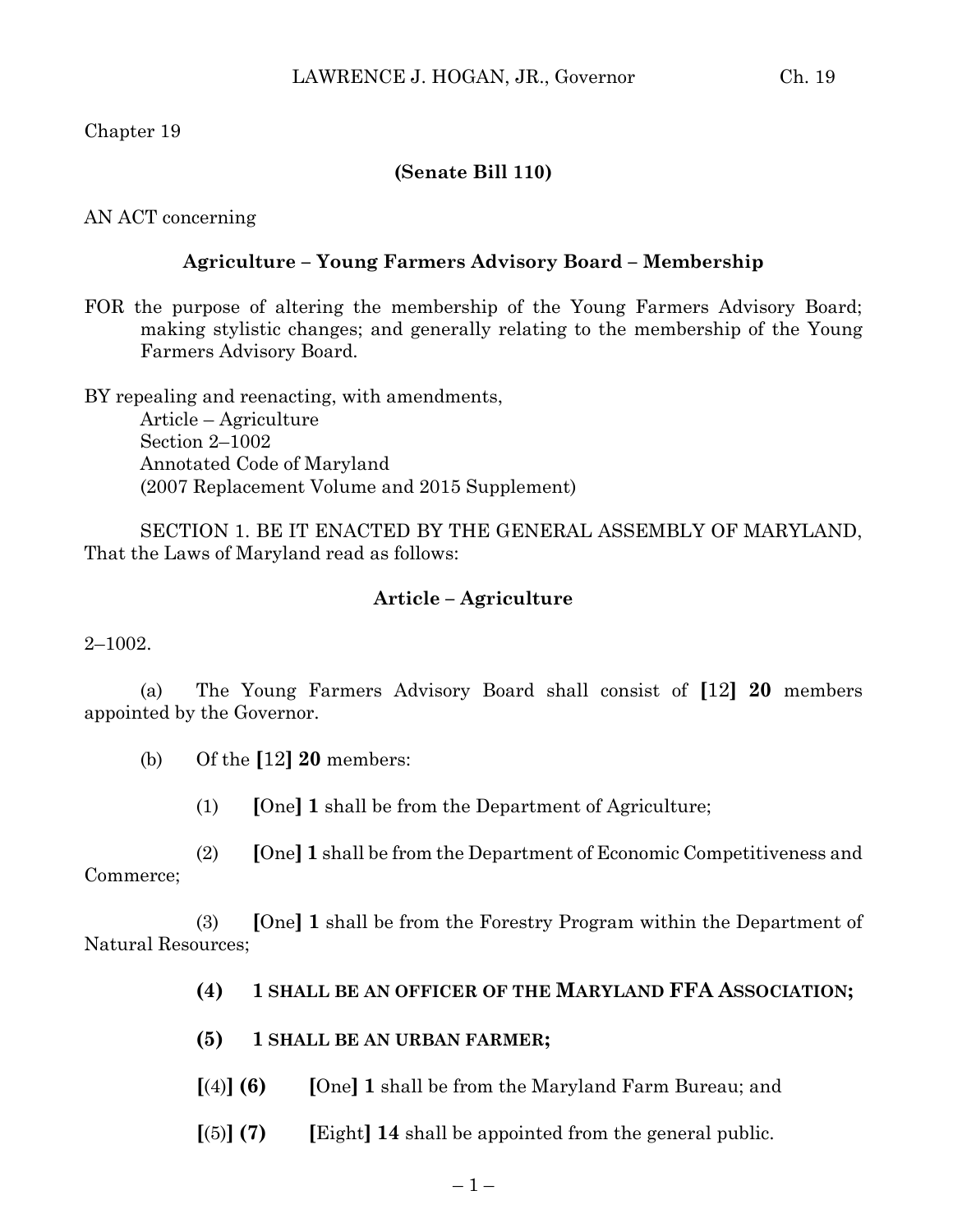Chapter 19

**(Senate Bill 110)**

AN ACT concerning

**Agriculture – Young Farmers Advisory Board – Membership**

FOR the purpose of altering the membership of the Young Farmers Advisory Board; making stylistic changes; and generally relating to the membership of the Young Farmers Advisory Board.

BY repealing and reenacting, with amendments,
Article – Agriculture
Section 2–1002
Annotated Code of Maryland
(2007 Replacement Volume and 2015 Supplement)

SECTION 1. BE IT ENACTED BY THE GENERAL ASSEMBLY OF MARYLAND, That the Laws of Maryland read as follows:

**Article – Agriculture**

2–1002.

(a) The Young Farmers Advisory Board shall consist of **[**12**] 20** members appointed by the Governor.

(b) Of the **[**12**] 20** members:

(1) **[**One**] 1** shall be from the Department of Agriculture;

(2) **[**One**] 1** shall be from the Department of Economic Competitiveness and Commerce;

(3) **[**One**] 1** shall be from the Forestry Program within the Department of Natural Resources;

**(4) 1 SHALL BE AN OFFICER OF THE MARYLAND FFA ASSOCIATION;**

**(5) 1 SHALL BE AN URBAN FARMER;**

**[**(4)**] (6)** **[**One**] 1** shall be from the Maryland Farm Bureau; and

**[**(5)**] (7)** **[**Eight**] 14** shall be appointed from the general public.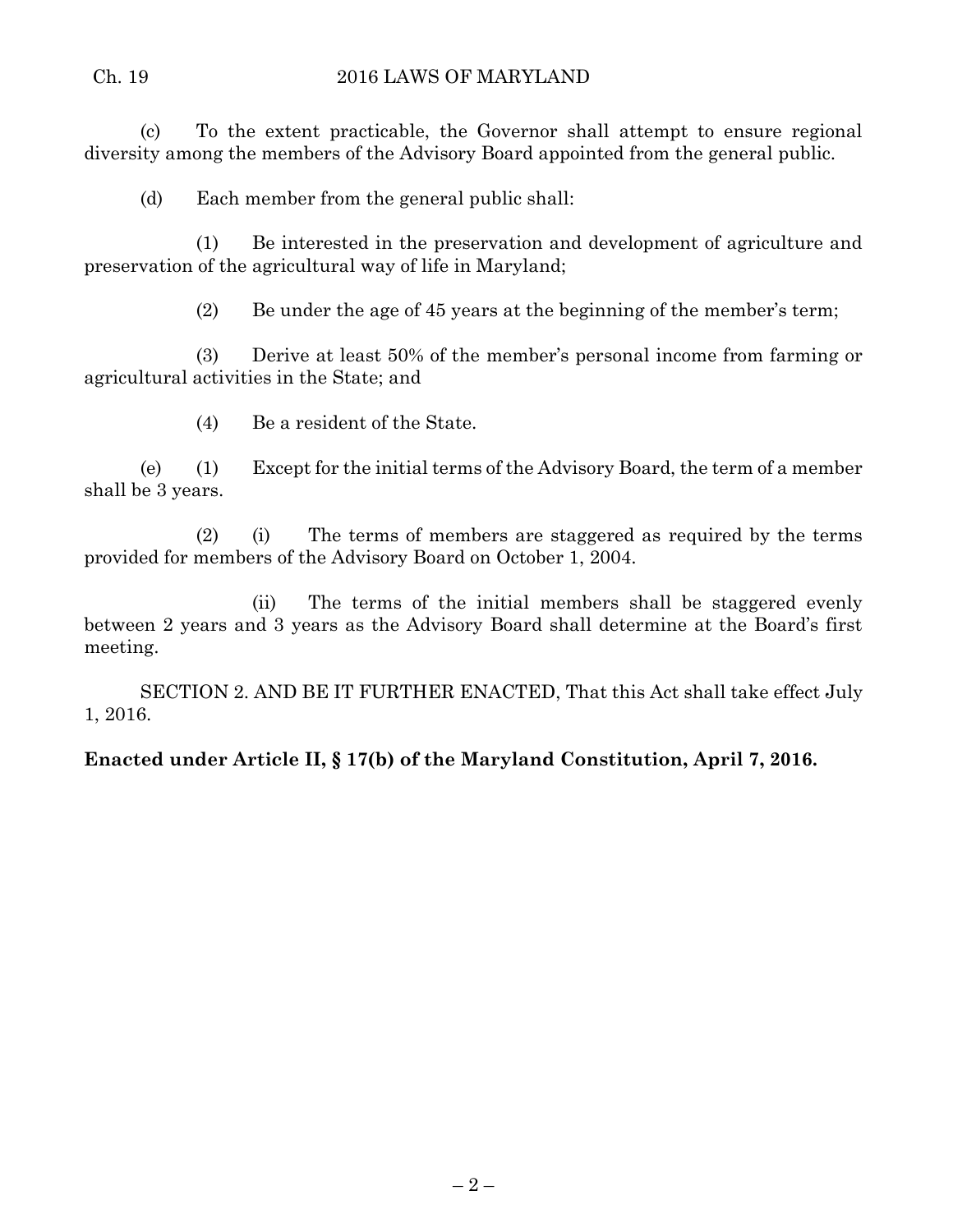(c) To the extent practicable, the Governor shall attempt to ensure regional diversity among the members of the Advisory Board appointed from the general public.

(d) Each member from the general public shall:

(1) Be interested in the preservation and development of agriculture and preservation of the agricultural way of life in Maryland;

(2) Be under the age of 45 years at the beginning of the member's term;

(3) Derive at least 50% of the member's personal income from farming or agricultural activities in the State; and

(4) Be a resident of the State.

(e) (1) Except for the initial terms of the Advisory Board, the term of a member shall be 3 years.

(2) (i) The terms of members are staggered as required by the terms provided for members of the Advisory Board on October 1, 2004.

(ii) The terms of the initial members shall be staggered evenly between 2 years and 3 years as the Advisory Board shall determine at the Board's first meeting.

SECTION 2. AND BE IT FURTHER ENACTED, That this Act shall take effect July 1, 2016.

**Enacted under Article II, § 17(b) of the Maryland Constitution, April 7, 2016.**